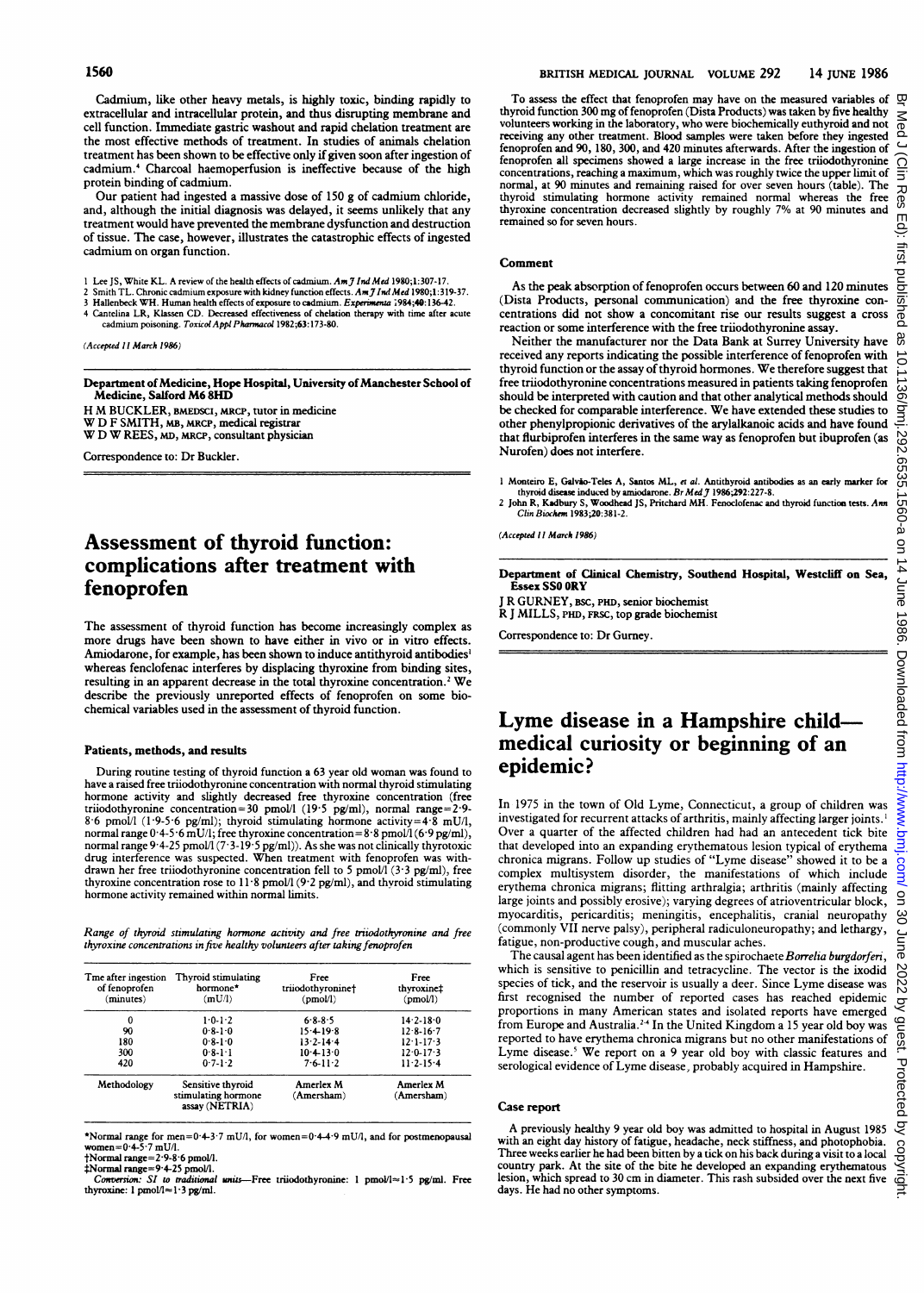Cadmium, like other heavy metals, is highly toxic, binding rapidly to extracellular and intracellular protein, and thus disrupting membrane and cell function. Immediate gastric washout and rapid chelation treatment are the most effective methods of treatment. In studies of animals chelation treatment has been shown to be effective only if given soon after ingestion of cadmium.[4] Charcoal haemoperfusion is ineffective because of the high protein binding of cadmium.

Our patient had ingested a massive dose of 150 g of cadmium chloride, and, although the initial diagnosis was delayed, it seems unlikely that any treatment would have prevented the membrane dysfunction and destruction of tissue. The case, however, illustrates the catastrophic effects of ingested cadmium on organ function.

1 Lee JS, White KL. A review of the health effects of cadmium. *Am J Ind Med* 1980;1:307-17.
2 Smith TL. Chronic cadmium exposure with kidney function effects. *Am J Ind Med* 1980;1:319-37.
3 Hallenbeck WH. Human health effects of exposure to cadmium. *Experientia* 1984;40:136-42.
4 Cantelina LR, Klassen CD. Decreased effectiveness of chelation therapy with time after acute cadmium poisoning. *Toxicol Appl Pharmacol* 1982;63:173-80.

*(Accepted 11 March 1986)*

**Department of Medicine, Hope Hospital, University of Manchester School of Medicine, Salford M6 8HD**

H M BUCKLER, BMEDSCI, MRCP, tutor in medicine
W D F SMITH, MB, MRCP, medical registrar
W D W REES, MD, MRCP, consultant physician

Correspondence to: Dr Buckler.

# Assessment of thyroid function: complications after treatment with fenoprofen

The assessment of thyroid function has become increasingly complex as more drugs have been shown to have either in vivo or in vitro effects. Amiodarone, for example, has been shown to induce antithyroid antibodies[1] whereas fenclofenac interferes by displacing thyroxine from binding sites, resulting in an apparent decrease in the total thyroxine concentration.[2] We describe the previously unreported effects of fenoprofen on some biochemical variables used in the assessment of thyroid function.

## Patients, methods, and results

During routine testing of thyroid function a 63 year old woman was found to have a raised free triiodothyronine concentration with normal thyroid stimulating hormone activity and slightly decreased free thyroxine concentration (free triiodothyronine concentration = 30 pmol/l (19·5 pg/ml), normal range = 2·9-8·6 pmol/l (1·9-5·6 pg/ml); thyroid stimulating hormone activity = 4·8 mU/l, normal range 0·4-5·6 mU/l; free thyroxine concentration = 8·8 pmol/l (6·9 pg/ml), normal range 9·4-25 pmol/l (7·3-19·5 pg/ml)). As she was not clinically thyrotoxic drug interference was suspected. When treatment with fenoprofen was withdrawn her free triiodothyronine concentration fell to 5 pmol/l (3·3 pg/ml), free thyroxine concentration rose to 11·8 pmol/l (9·2 pg/ml), and thyroid stimulating hormone activity remained within normal limits.

*Range of thyroid stimulating hormone activity and free triiodothyronine and free thyroxine concentrations in five healthy volunteers after taking fenoprofen*

| Tme after ingestion of fenoprofen (minutes) | Thyroid stimulating hormone* (mU/l) | Free triiodothyronine† (pmol/l) | Free thyroxine‡ (pmol/l) |
|---|---|---|---|
| 0 | 1·0-1·2 | 6·8-8·5 | 14·2-18·0 |
| 90 | 0·8-1·0 | 15·4-19·8 | 12·8-16·7 |
| 180 | 0·8-1·0 | 13·2-14·4 | 12·1-17·3 |
| 300 | 0·8-1·1 | 10·4-13·0 | 12·0-17·3 |
| 420 | 0·7-1·2 | 7·6-11·2 | 11·2-15·4 |
| Methodology | Sensitive thyroid stimulating hormone assay (NETRIA) | Amerlex M (Amersham) | Amerlex M (Amersham) |

*Normal range for men = 0·4-3·7 mU/l, for women = 0·4-4·9 mU/l, and for postmenopausal women = 0·4-5·7 mU/l.
†Normal range = 2·9-8·6 pmol/l.
‡Normal range = 9·4-25 pmol/l.
*Conversion: SI to traditional units*—Free triiodothyronine: 1 pmol/l ≈ 1·5 pg/ml. Free thyroxine: 1 pmol/l ≈ 1·3 pg/ml.

To assess the effect that fenoprofen may have on the measured variables of thyroid function 300 mg of fenoprofen (Dista Products) was taken by five healthy volunteers working in the laboratory, who were biochemically euthyroid and not receiving any other treatment. Blood samples were taken before they ingested fenoprofen and 90, 180, 300, and 420 minutes afterwards. After the ingestion of fenoprofen all specimens showed a large increase in the free triiodothyronine concentrations, reaching a maximum, which was roughly twice the upper limit of normal, at 90 minutes and remaining raised for over seven hours (table). The thyroid stimulating hormone activity remained normal whereas the free thyroxine concentration decreased slightly by roughly 7% at 90 minutes and remained so for seven hours.

## Comment

As the peak absorption of fenoprofen occurs between 60 and 120 minutes (Dista Products, personal communication) and the free thyroxine concentrations did not show a concomitant rise our results suggest a cross reaction or some interference with the free triiodothyronine assay.

Neither the manufacturer nor the Data Bank at Surrey University have received any reports indicating the possible interference of fenoprofen with thyroid function or the assay of thyroid hormones. We therefore suggest that free triiodothyronine concentrations measured in patients taking fenoprofen should be interpreted with caution and that other analytical methods should be checked for comparable interference. We have extended these studies to other phenylpropionic derivatives of the arylalkanoic acids and have found that flurbiprofen interferes in the same way as fenoprofen but ibuprofen (as Nurofen) does not interfere.

1 Monteiro E, Galvão-Teles A, Santos ML, *et al*. Antithyroid antibodies as an early marker for thyroid disease induced by amiodarone. *Br Med J* 1986;292:227-8.
2 John R, Kadbury S, Woodhead JS, Pritchard MH. Fenoclofenac and thyroid function tests. *Ann Clin Biochem* 1983;20:381-2.

*(Accepted 11 March 1986)*

**Department of Clinical Chemistry, Southend Hospital, Westcliff on Sea, Essex SS0 0RY**

J R GURNEY, BSC, PHD, senior biochemist
R J MILLS, PHD, FRSC, top grade biochemist

Correspondence to: Dr Gurney.

# Lyme disease in a Hampshire child—medical curiosity or beginning of an epidemic?

In 1975 in the town of Old Lyme, Connecticut, a group of children was investigated for recurrent attacks of arthritis, mainly affecting larger joints.[1] Over a quarter of the affected children had had an antecedent tick bite that developed into an expanding erythematous lesion typical of erythema chronica migrans. Follow up studies of "Lyme disease" showed it to be a complex multisystem disorder, the manifestations of which include erythema chronica migrans; flitting arthralgia; arthritis (mainly affecting large joints and possibly erosive); varying degrees of atrioventricular block, myocarditis, pericarditis; meningitis, encephalitis, cranial neuropathy (commonly VII nerve palsy), peripheral radiculoneuropathy; and lethargy, fatigue, non-productive cough, and muscular aches.

The causal agent has been identified as the spirochaete *Borrelia burgdorferi*, which is sensitive to penicillin and tetracycline. The vector is the ixodid species of tick, and the reservoir is usually a deer. Since Lyme disease was first recognised the number of reported cases has reached epidemic proportions in many American states and isolated reports have emerged from Europe and Australia.[2-4] In the United Kingdom a 15 year old boy was reported to have erythema chronica migrans but with no other manifestations of Lyme disease.[5] We report on a 9 year old boy with classic features and serological evidence of Lyme disease, probably acquired in Hampshire.

## Case report

A previously healthy 9 year old boy was admitted to hospital in August 1985 with an eight day history of fatigue, headache, neck stiffness, and photophobia. Three weeks earlier he had been bitten by a tick on his back during a visit to a local country park. At the site of the bite he developed an expanding erythematous lesion, which spread to 30 cm in diameter. This rash subsided over the next five days. He had no other symptoms.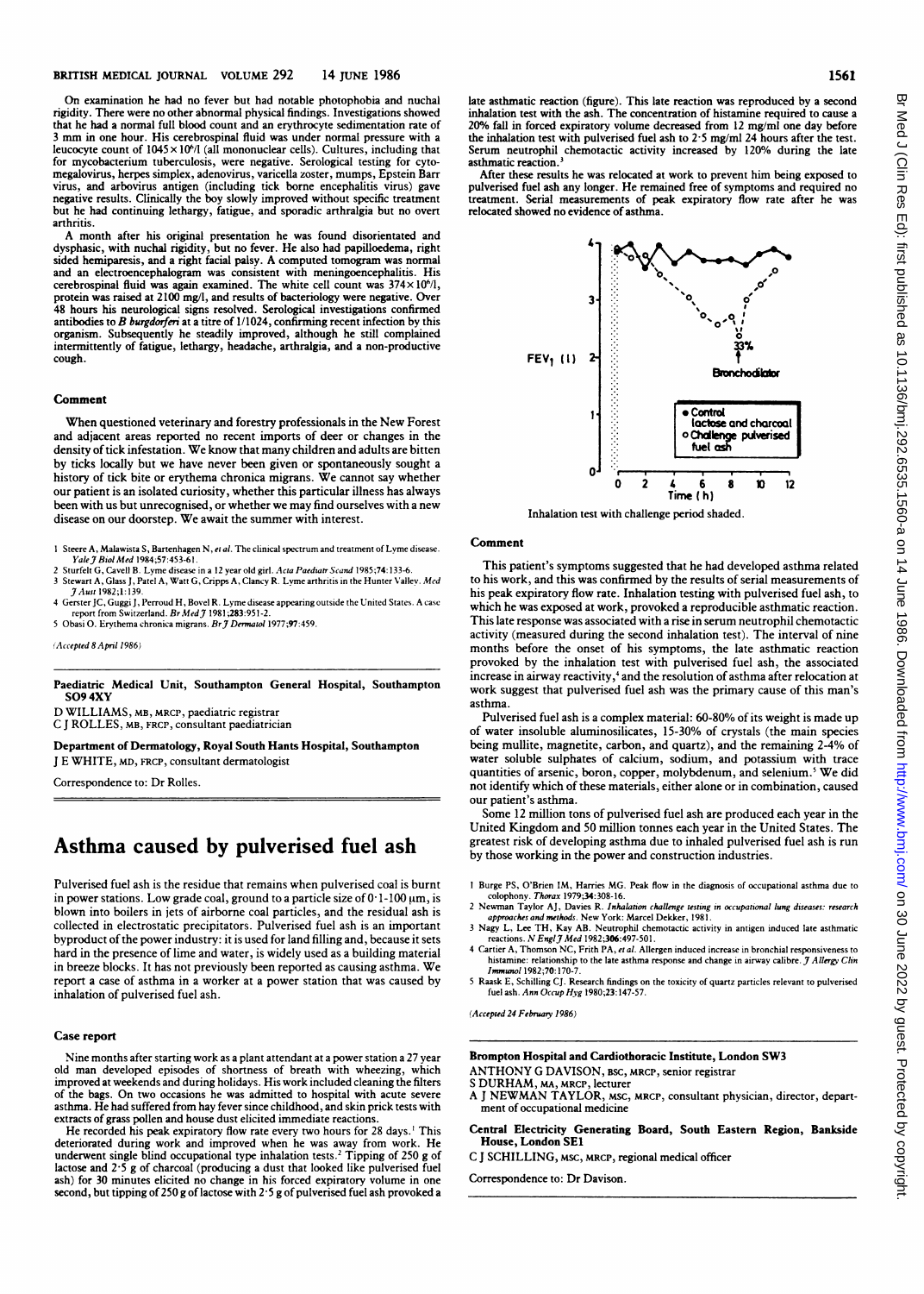On examination he had no fever but had notable photophobia and nuchal rigidity. There were no other abnormal physical findings. Investigations showed that he had a normal full blood count and an erythrocyte sedimentation rate of 3 mm in one hour. His cerebrospinal fluid was under normal pressure with a leucocyte count of $1045 \times 10^6/l$ (all mononuclear cells). Cultures, including that for mycobacterium tuberculosis, were negative. Serological testing for cytomegalovirus, herpes simplex, adenovirus, varicella zoster, mumps, Epstein Barr virus, and arbovirus antigen (including tick borne encephalitis virus) gave negative results. Clinically the boy slowly improved without specific treatment but he had continuing lethargy, fatigue, and sporadic arthralgia but no overt arthritis.

A month after his original presentation he was found disorientated and dysphasic, with nuchal rigidity, but no fever. He also had papilloedema, right sided hemiparesis, and a right facial palsy. A computed tomogram was normal and an electroencephalogram was consistent with meningoencephalitis. His cerebrospinal fluid was again examined. The white cell count was $374 \times 10^6/l$, protein was raised at 2100 mg/l, and results of bacteriology were negative. Over 48 hours his neurological signs resolved. Serological investigations confirmed antibodies to *B burgdorferi* at a titre of 1/1024, confirming recent infection by this organism. Subsequently he steadily improved, although he still complained intermittently of fatigue, lethargy, headache, arthralgia, and a non-productive cough.

### Comment

When questioned veterinary and forestry professionals in the New Forest and adjacent areas reported no recent imports of deer or changes in the density of tick infestation. We know that many children and adults are bitten by ticks locally but we have never been given or spontaneously sought a history of tick bite or erythema chronica migrans. We cannot say whether our patient is an isolated curiosity, whether this particular illness has always been with us but unrecognised, or whether we may find ourselves with a new disease on our doorstep. We await the summer with interest.

1 Steere A, Malawista S, Bartenhagen N, *et al*. The clinical spectrum and treatment of Lyme disease. *Yale J Biol Med* 1984;57:453-61.
2 Sturfelt G, Cavell B. Lyme disease in a 12 year old girl. *Acta Paediatr Scand* 1985;74:133-6.
3 Stewart A, Glass J, Patel A, Watt G, Cripps A, Clancy R. Lyme arthritis in the Hunter Valley. *Med J Aust* 1982;1:139.
4 Gerster JC, Guggi J, Perroud H, Bovel R. Lyme disease appearing outside the United States. A case report from Switzerland. *Br Med J* 1981;283:951-2.
5 Obasi O. Erythema chronica migrans. *Br J Dermatol* 1977;97:459.

(Accepted 8 April 1986)

**Paediatric Medical Unit, Southampton General Hospital, Southampton SO9 4XY**

D WILLIAMS, MB, MRCP, paediatric registrar
C J ROLLES, MB, FRCP, consultant paediatrician

**Department of Dermatology, Royal South Hants Hospital, Southampton**

J E WHITE, MD, FRCP, consultant dermatologist

Correspondence to: Dr Rolles.

# Asthma caused by pulverised fuel ash

Pulverised fuel ash is the residue that remains when pulverised coal is burnt in power stations. Low grade coal, ground to a particle size of 0·1-100 μm, is blown into boilers in jets of airborne coal particles, and the residual ash is collected in electrostatic precipitators. Pulverised fuel ash is an important byproduct of the power industry: it is used for land filling and, because it sets hard in the presence of lime and water, is widely used as a building material in breeze blocks. It has not previously been reported as causing asthma. We report a case of asthma in a worker at a power station that was caused by inhalation of pulverised fuel ash.

### Case report

Nine months after starting work as a plant attendant at a power station a 27 year old man developed episodes of shortness of breath with wheezing, which improved at weekends and during holidays. His work included cleaning the filters of the bags. On two occasions he was admitted to hospital with acute severe asthma. He had suffered from hay fever since childhood, and skin prick tests with extracts of grass pollen and house dust elicited immediate reactions.

He recorded his peak expiratory flow rate every two hours for 28 days.[1] This deteriorated during work and improved when he was away from work. He underwent single blind occupational type inhalation tests.[2] Tipping of 250 g of lactose and 2·5 g of charcoal (producing a dust that looked like pulverised fuel ash) for 30 minutes elicited no change in his forced expiratory volume in one second, but tipping of 250 g of lactose with 2·5 g of pulverised fuel ash provoked a late asthmatic reaction (figure). This late reaction was reproduced by a second inhalation test with the ash. The concentration of histamine required to cause a 20% fall in forced expiratory volume decreased from 12 mg/ml one day before the inhalation test with pulverised fuel ash to 2·5 mg/ml 24 hours after the test. Serum neutrophil chemotactic activity increased by 120% during the late asthmatic reaction.[3]

After these results he was relocated at work to prevent him being exposed to pulverised fuel ash any longer. He remained free of symptoms and required no treatment. Serial measurements of peak expiratory flow rate after he was relocated showed no evidence of asthma.

FEV₁ (l)
0 1 2 3 4
33%
Bronchodilator
• Control lactose and charcoal
○ Challenge pulverised fuel ash
0 2 4 6 8 10 12
Time (h)

Inhalation test with challenge period shaded.

### Comment

This patient's symptoms suggested that he had developed asthma related to his work, and this was confirmed by the results of serial measurements of his peak expiratory flow rate. Inhalation testing with pulverised fuel ash, to which he was exposed at work, provoked a reproducible late asthmatic reaction. This late response was associated with a rise in serum neutrophil chemotactic activity (measured during the second inhalation test). The interval of nine months before the onset of his symptoms, the late asthmatic reaction provoked by the inhalation test with pulverised fuel ash, the associated increase in airway reactivity,[4] and the resolution of asthma after relocation at work suggest that pulverised fuel ash was the primary cause of this man's asthma.

Pulverised fuel ash is a complex material: 60-80% of its weight is made up of water insoluble aluminosilicates, 15-30% of crystals (the main species being mullite, magnetite, carbon, and quartz), and the remaining 2-4% of water soluble sulphates of calcium, sodium, and potassium with trace quantities of arsenic, boron, copper, molybdenum, and selenium.[5] We did not identify which of these materials, either alone or in combination, caused our patient's asthma.

Some 12 million tons of pulverised fuel ash are produced each year in the United Kingdom and 50 million tonnes each year in the United States. The greatest risk of developing asthma due to inhaled pulverised fuel ash is run by those working in the power and construction industries.

1 Burge PS, O'Brien IM, Harries MG. Peak flow in the diagnosis of occupational asthma due to colophony. *Thorax* 1979;34:308-16.
2 Newman Taylor AJ, Davies R. *Inhalation challenge testing in occupational lung diseases: research approaches and methods.* New York: Marcel Dekker, 1981.
3 Nagy L, Lee TH, Kay AB. Neutrophil chemotactic activity in antigen induced late asthmatic reactions. *N Engl J Med* 1982;306:497-501.
4 Cartier A, Thomson NC, Frith PA, *et al*. Allergen induced increase in bronchial responsiveness to histamine: relationship to the late asthma response and change in airway calibre. *J Allergy Clin Immunol* 1982;70:170-7.
5 Raask E, Schilling CJ. Research findings on the toxicity of quartz particles relevant to pulverised fuel ash. *Ann Occup Hyg* 1980;23:147-57.

(Accepted 24 February 1986)

**Brompton Hospital and Cardiothoracic Institute, London SW3**

ANTHONY G DAVISON, BSC, MRCP, senior registrar
S DURHAM, MA, MRCP, lecturer
A J NEWMAN TAYLOR, MSC, MRCP, consultant physician, director, department of occupational medicine

**Central Electricity Generating Board, South Eastern Region, Bankside House, London SE1**

C J SCHILLING, MSC, MRCP, regional medical officer

Correspondence to: Dr Davison.